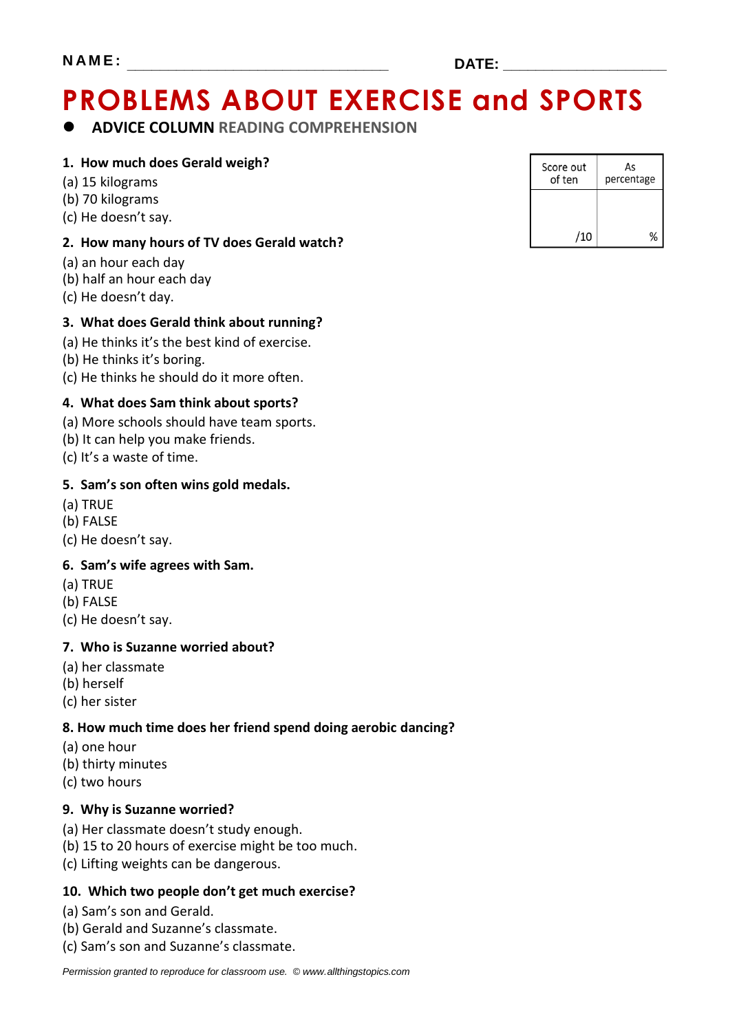NAME: ______________________________ DATE: ____________________

# PROBLEMS ABOUT EXERCISE and SPORTS

- **ADVICE COLUMN READING COMPREHENSION**

| Score out of ten | As percentage |
|---|---|
| /10 | % |

**1. How much does Gerald weigh?**

(a) 15 kilograms
(b) 70 kilograms
(c) He doesn't say.

**2. How many hours of TV does Gerald watch?**

(a) an hour each day
(b) half an hour each day
(c) He doesn't day.

**3. What does Gerald think about running?**

(a) He thinks it's the best kind of exercise.
(b) He thinks it's boring.
(c) He thinks he should do it more often.

**4. What does Sam think about sports?**

(a) More schools should have team sports.
(b) It can help you make friends.
(c) It's a waste of time.

**5. Sam's son often wins gold medals.**

(a) TRUE
(b) FALSE
(c) He doesn't say.

**6. Sam's wife agrees with Sam.**

(a) TRUE
(b) FALSE
(c) He doesn't say.

**7. Who is Suzanne worried about?**

(a) her classmate
(b) herself
(c) her sister

**8. How much time does her friend spend doing aerobic dancing?**

(a) one hour
(b) thirty minutes
(c) two hours

**9. Why is Suzanne worried?**

(a) Her classmate doesn't study enough.
(b) 15 to 20 hours of exercise might be too much.
(c) Lifting weights can be dangerous.

**10. Which two people don't get much exercise?**

(a) Sam's son and Gerald.
(b) Gerald and Suzanne's classmate.
(c) Sam's son and Suzanne's classmate.

*Permission granted to reproduce for classroom use. © www.allthingstopics.com*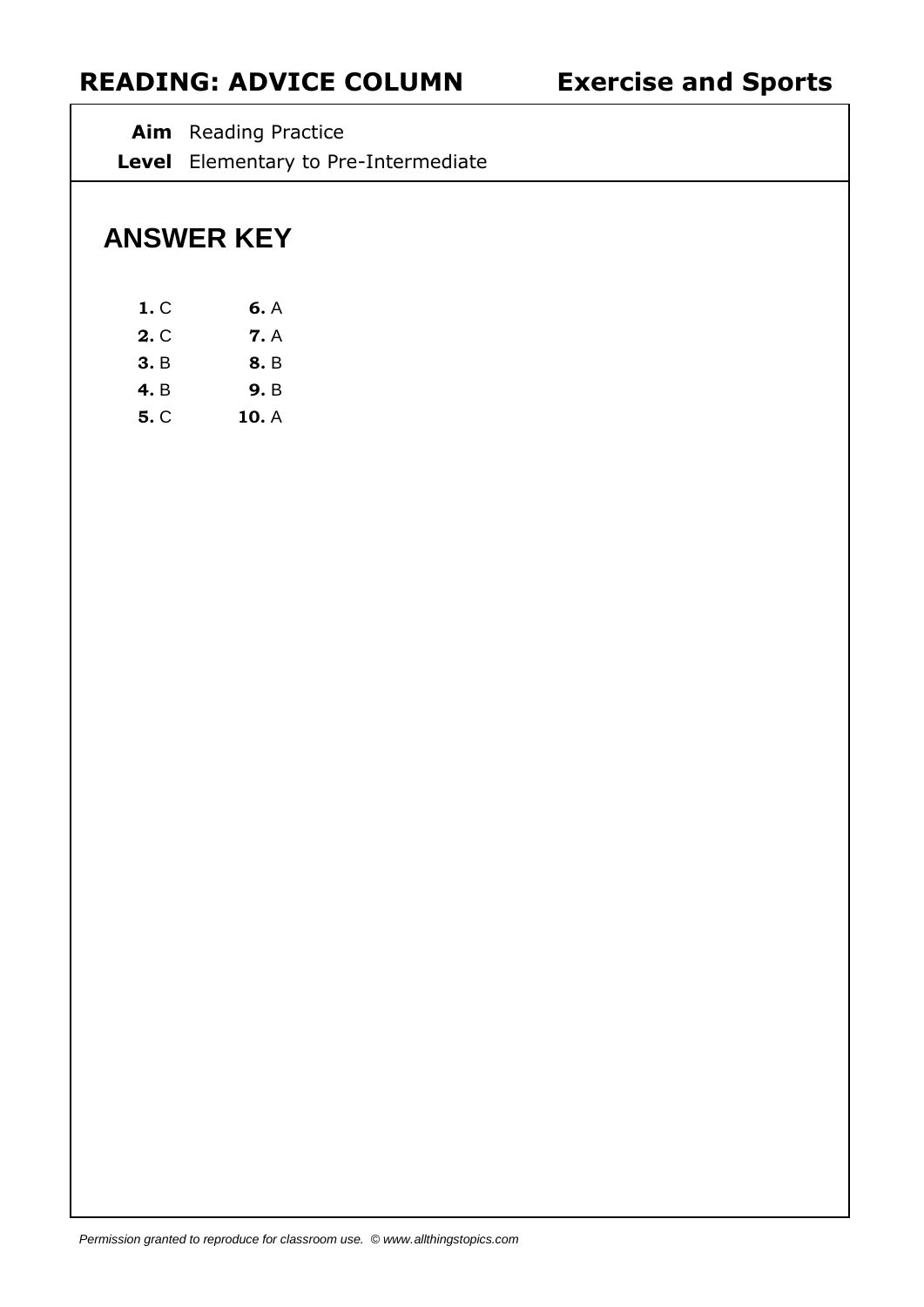**READING: ADVICE COLUMN** **Exercise and Sports**

**Aim** Reading Practice
**Level** Elementary to Pre-Intermediate

## ANSWER KEY

| | |
|---|---|
| **1.** C | **6.** A |
| **2.** C | **7.** A |
| **3.** B | **8.** B |
| **4.** B | **9.** B |
| **5.** C | **10.** A |

*Permission granted to reproduce for classroom use. © www.allthingstopics.com*